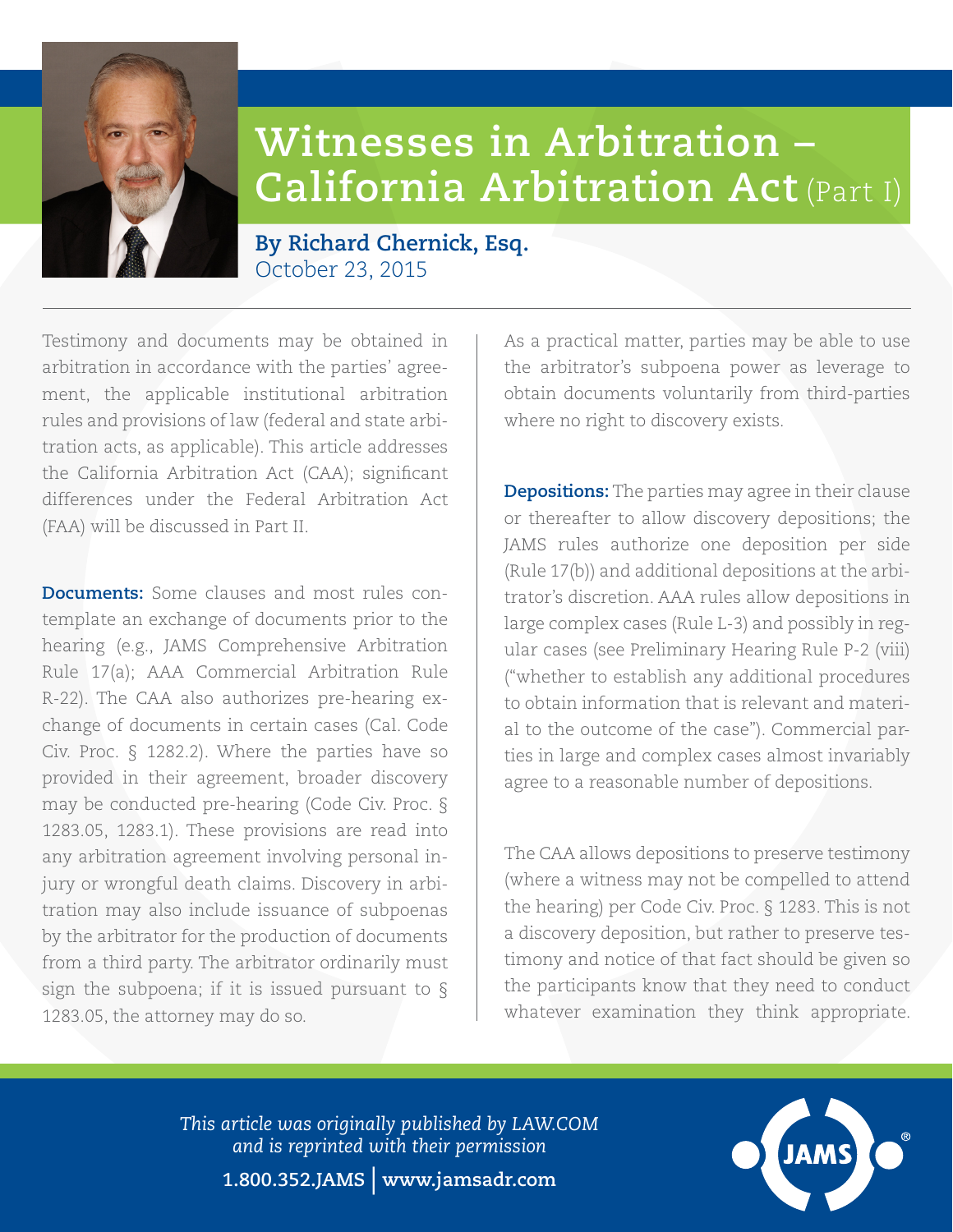# Witnesses in Arbitration – California Arbitration Act (Part I)

**By Richard Chernick, Esq.**
October 23, 2015

Testimony and documents may be obtained in arbitration in accordance with the parties' agreement, the applicable institutional arbitration rules and provisions of law (federal and state arbitration acts, as applicable). This article addresses the California Arbitration Act (CAA); significant differences under the Federal Arbitration Act (FAA) will be discussed in Part II.

**Documents:** Some clauses and most rules contemplate an exchange of documents prior to the hearing (e.g., JAMS Comprehensive Arbitration Rule 17(a); AAA Commercial Arbitration Rule R-22). The CAA also authorizes pre-hearing exchange of documents in certain cases (Cal. Code Civ. Proc. § 1282.2). Where the parties have so provided in their agreement, broader discovery may be conducted pre-hearing (Code Civ. Proc. § 1283.05, 1283.1). These provisions are read into any arbitration agreement involving personal injury or wrongful death claims. Discovery in arbitration may also include issuance of subpoenas by the arbitrator for the production of documents from a third party. The arbitrator ordinarily must sign the subpoena; if it is issued pursuant to § 1283.05, the attorney may do so.

As a practical matter, parties may be able to use the arbitrator's subpoena power as leverage to obtain documents voluntarily from third-parties where no right to discovery exists.

**Depositions:** The parties may agree in their clause or thereafter to allow discovery depositions; the JAMS rules authorize one deposition per side (Rule 17(b)) and additional depositions at the arbitrator's discretion. AAA rules allow depositions in large complex cases (Rule L-3) and possibly in regular cases (see Preliminary Hearing Rule P-2 (viii) ("whether to establish any additional procedures to obtain information that is relevant and material to the outcome of the case"). Commercial parties in large and complex cases almost invariably agree to a reasonable number of depositions.

The CAA allows depositions to preserve testimony (where a witness may not be compelled to attend the hearing) per Code Civ. Proc. § 1283. This is not a discovery deposition, but rather to preserve testimony and notice of that fact should be given so the participants know that they need to conduct whatever examination they think appropriate.

*This article was originally published by LAW.COM and is reprinted with their permission*

1.800.352.JAMS | www.jamsadr.com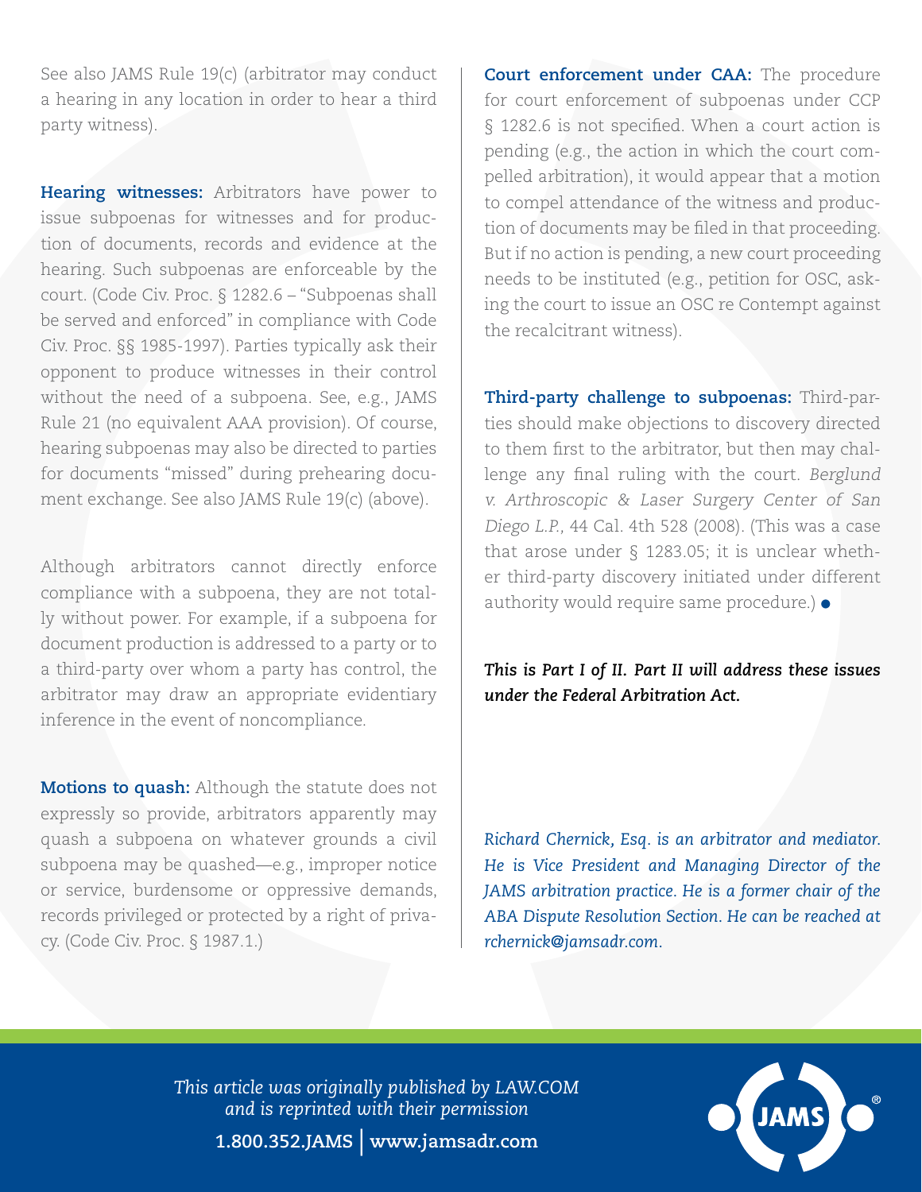See also JAMS Rule 19(c) (arbitrator may conduct a hearing in any location in order to hear a third party witness).

**Hearing witnesses:** Arbitrators have power to issue subpoenas for witnesses and for production of documents, records and evidence at the hearing. Such subpoenas are enforceable by the court. (Code Civ. Proc. § 1282.6 – "Subpoenas shall be served and enforced" in compliance with Code Civ. Proc. §§ 1985-1997). Parties typically ask their opponent to produce witnesses in their control without the need of a subpoena. See, e.g., JAMS Rule 21 (no equivalent AAA provision). Of course, hearing subpoenas may also be directed to parties for documents "missed" during prehearing document exchange. See also JAMS Rule 19(c) (above).

Although arbitrators cannot directly enforce compliance with a subpoena, they are not totally without power. For example, if a subpoena for document production is addressed to a party or to a third-party over whom a party has control, the arbitrator may draw an appropriate evidentiary inference in the event of noncompliance.

**Motions to quash:** Although the statute does not expressly so provide, arbitrators apparently may quash a subpoena on whatever grounds a civil subpoena may be quashed—e.g., improper notice or service, burdensome or oppressive demands, records privileged or protected by a right of privacy. (Code Civ. Proc. § 1987.1.)

**Court enforcement under CAA:** The procedure for court enforcement of subpoenas under CCP § 1282.6 is not specified. When a court action is pending (e.g., the action in which the court compelled arbitration), it would appear that a motion to compel attendance of the witness and production of documents may be filed in that proceeding. But if no action is pending, a new court proceeding needs to be instituted (e.g., petition for OSC, asking the court to issue an OSC re Contempt against the recalcitrant witness).

**Third-party challenge to subpoenas:** Third-parties should make objections to discovery directed to them first to the arbitrator, but then may challenge any final ruling with the court. *Berglund v. Arthroscopic & Laser Surgery Center of San Diego L.P.,* 44 Cal. 4th 528 (2008). (This was a case that arose under § 1283.05; it is unclear whether third-party discovery initiated under different authority would require same procedure.) ●

***This is Part I of II. Part II will address these issues under the Federal Arbitration Act.***

*Richard Chernick, Esq. is an arbitrator and mediator. He is Vice President and Managing Director of the JAMS arbitration practice. He is a former chair of the ABA Dispute Resolution Section. He can be reached at rchernick@jamsadr.com.*

*This article was originally published by LAW.COM and is reprinted with their permission*

**1.800.352.JAMS | www.jamsadr.com**

JAMS®